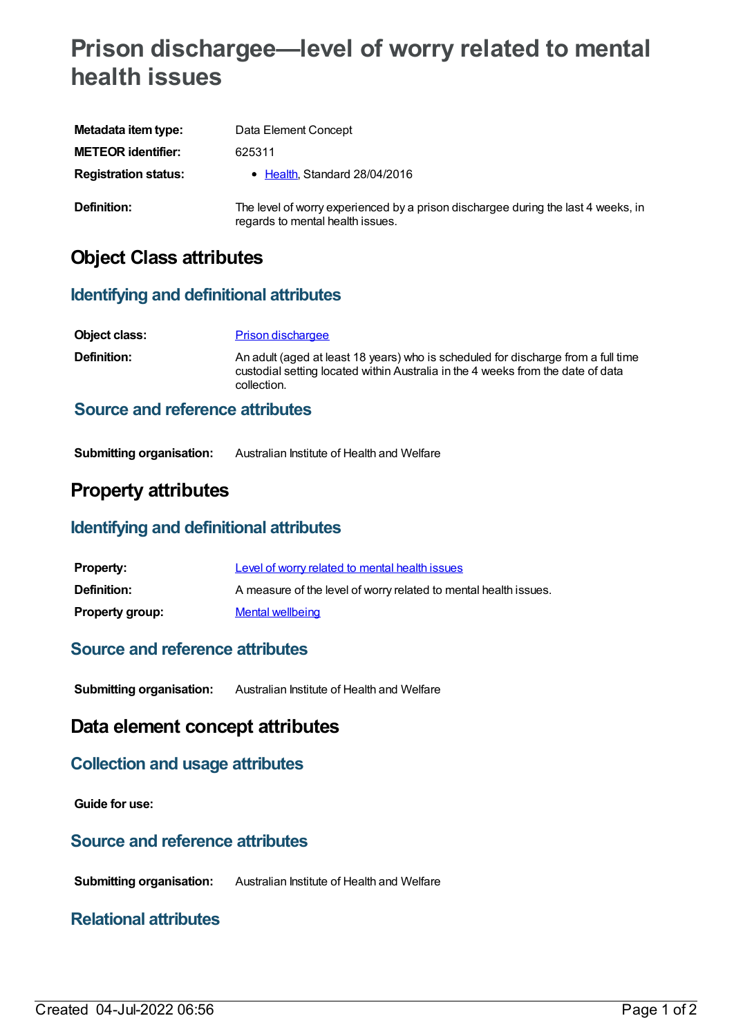# Prison dischargee—level of worry related to mental health issues

| | |
|---|---|
| **Metadata item type:** | Data Element Concept |
| **METEOR identifier:** | 625311 |
| **Registration status:** | • Health, Standard 28/04/2016 |
| **Definition:** | The level of worry experienced by a prison dischargee during the last 4 weeks, in regards to mental health issues. |

## Object Class attributes

### Identifying and definitional attributes

| | |
|---|---|
| **Object class:** | Prison dischargee |
| **Definition:** | An adult (aged at least 18 years) who is scheduled for discharge from a full time custodial setting located within Australia in the 4 weeks from the date of data collection. |

### Source and reference attributes

| | |
|---|---|
| **Submitting organisation:** | Australian Institute of Health and Welfare |

## Property attributes

### Identifying and definitional attributes

| | |
|---|---|
| **Property:** | Level of worry related to mental health issues |
| **Definition:** | A measure of the level of worry related to mental health issues. |
| **Property group:** | Mental wellbeing |

### Source and reference attributes

| | |
|---|---|
| **Submitting organisation:** | Australian Institute of Health and Welfare |

## Data element concept attributes

### Collection and usage attributes

**Guide for use:**

### Source and reference attributes

| | |
|---|---|
| **Submitting organisation:** | Australian Institute of Health and Welfare |

### Relational attributes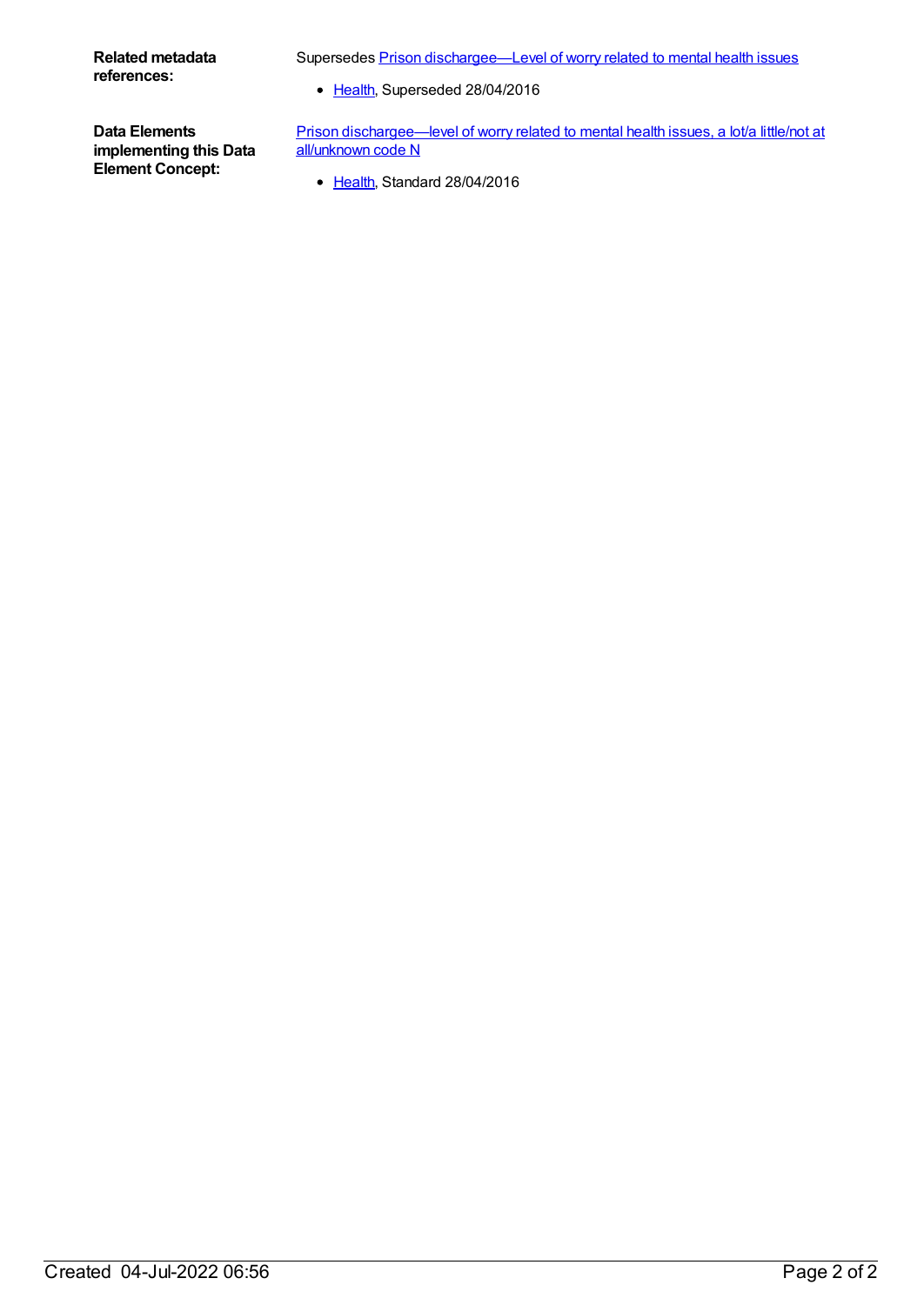**Related metadata references:**

Supersedes Prison dischargee—Level of worry related to mental health issues

- Health, Superseded 28/04/2016

**Data Elements implementing this Data Element Concept:**

Prison dischargee—level of worry related to mental health issues, a lot/a little/not at all/unknown code N

- Health, Standard 28/04/2016